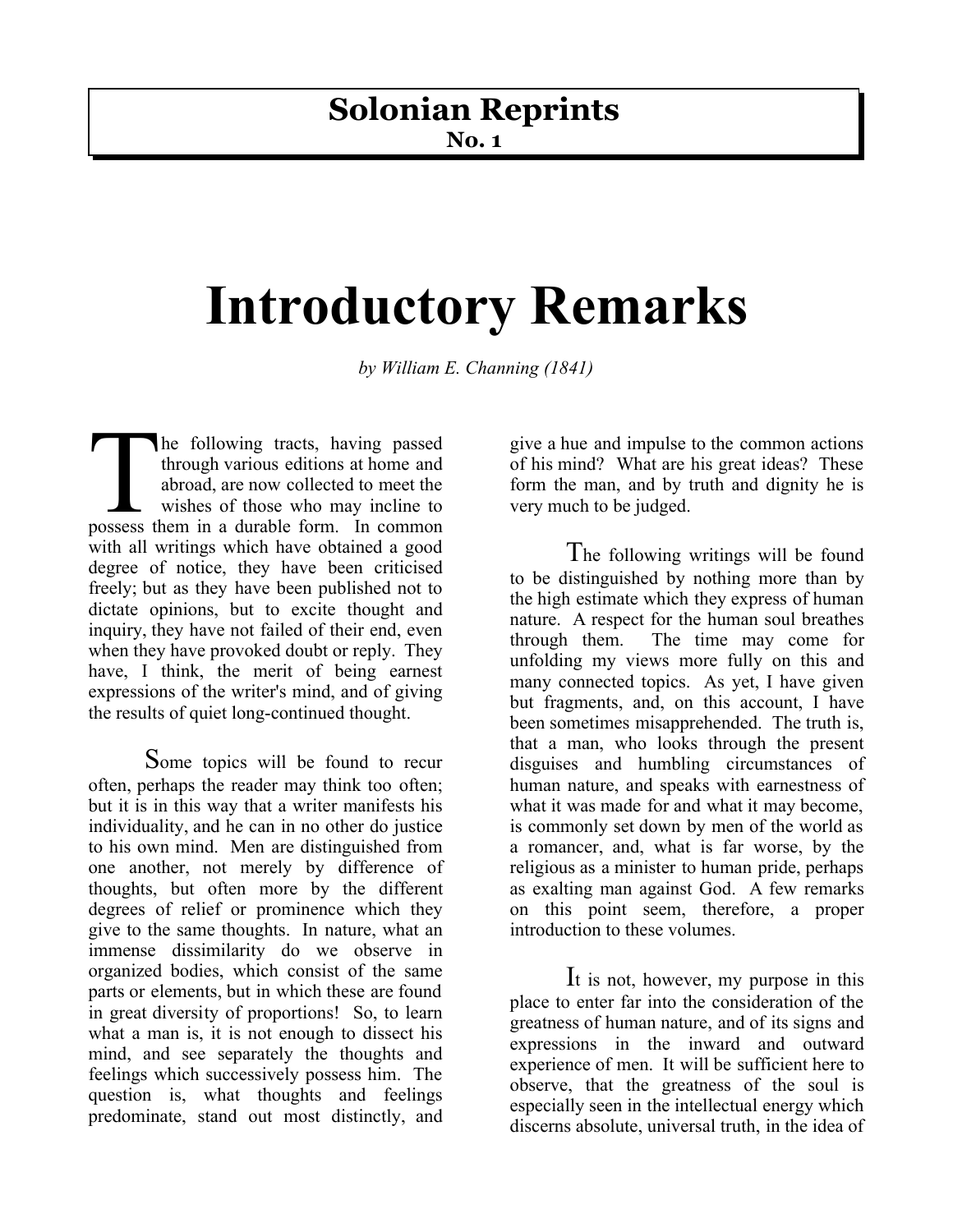**Solonian Reprints**
**No. 1**

# Introductory Remarks

*by William E. Channing (1841)*

The following tracts, having passed through various editions at home and abroad, are now collected to meet the wishes of those who may incline to possess them in a durable form. In common with all writings which have obtained a good degree of notice, they have been criticised freely; but as they have been published not to dictate opinions, but to excite thought and inquiry, they have not failed of their end, even when they have provoked doubt or reply. They have, I think, the merit of being earnest expressions of the writer's mind, and of giving the results of quiet long-continued thought.

Some topics will be found to recur often, perhaps the reader may think too often; but it is in this way that a writer manifests his individuality, and he can in no other do justice to his own mind. Men are distinguished from one another, not merely by difference of thoughts, but often more by the different degrees of relief or prominence which they give to the same thoughts. In nature, what an immense dissimilarity do we observe in organized bodies, which consist of the same parts or elements, but in which these are found in great diversity of proportions! So, to learn what a man is, it is not enough to dissect his mind, and see separately the thoughts and feelings which successively possess him. The question is, what thoughts and feelings predominate, stand out most distinctly, and give a hue and impulse to the common actions of his mind? What are his great ideas? These form the man, and by truth and dignity he is very much to be judged.

The following writings will be found to be distinguished by nothing more than by the high estimate which they express of human nature. A respect for the human soul breathes through them. The time may come for unfolding my views more fully on this and many connected topics. As yet, I have given but fragments, and, on this account, I have been sometimes misapprehended. The truth is, that a man, who looks through the present disguises and humbling circumstances of human nature, and speaks with earnestness of what it was made for and what it may become, is commonly set down by men of the world as a romancer, and, what is far worse, by the religious as a minister to human pride, perhaps as exalting man against God. A few remarks on this point seem, therefore, a proper introduction to these volumes.

It is not, however, my purpose in this place to enter far into the consideration of the greatness of human nature, and of its signs and expressions in the inward and outward experience of men. It will be sufficient here to observe, that the greatness of the soul is especially seen in the intellectual energy which discerns absolute, universal truth, in the idea of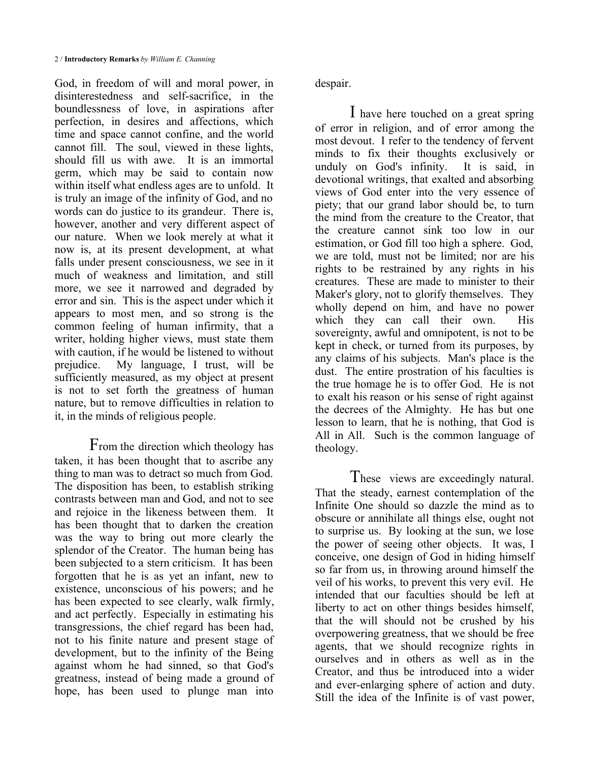God, in freedom of will and moral power, in disinterestedness and self-sacrifice, in the boundlessness of love, in aspirations after perfection, in desires and affections, which time and space cannot confine, and the world cannot fill. The soul, viewed in these lights, should fill us with awe. It is an immortal germ, which may be said to contain now within itself what endless ages are to unfold. It is truly an image of the infinity of God, and no words can do justice to its grandeur. There is, however, another and very different aspect of our nature. When we look merely at what it now is, at its present development, at what falls under present consciousness, we see in it much of weakness and limitation, and still more, we see it narrowed and degraded by error and sin. This is the aspect under which it appears to most men, and so strong is the common feeling of human infirmity, that a writer, holding higher views, must state them with caution, if he would be listened to without prejudice. My language, I trust, will be sufficiently measured, as my object at present is not to set forth the greatness of human nature, but to remove difficulties in relation to it, in the minds of religious people.

From the direction which theology has taken, it has been thought that to ascribe any thing to man was to detract so much from God. The disposition has been, to establish striking contrasts between man and God, and not to see and rejoice in the likeness between them. It has been thought that to darken the creation was the way to bring out more clearly the splendor of the Creator. The human being has been subjected to a stern criticism. It has been forgotten that he is as yet an infant, new to existence, unconscious of his powers; and he has been expected to see clearly, walk firmly, and act perfectly. Especially in estimating his transgressions, the chief regard has been had, not to his finite nature and present stage of development, but to the infinity of the Being against whom he had sinned, so that God's greatness, instead of being made a ground of hope, has been used to plunge man into despair.

I have here touched on a great spring of error in religion, and of error among the most devout. I refer to the tendency of fervent minds to fix their thoughts exclusively or unduly on God's infinity. It is said, in devotional writings, that exalted and absorbing views of God enter into the very essence of piety; that our grand labor should be, to turn the mind from the creature to the Creator, that the creature cannot sink too low in our estimation, or God fill too high a sphere. God, we are told, must not be limited; nor are his rights to be restrained by any rights in his creatures. These are made to minister to their Maker's glory, not to glorify themselves. They wholly depend on him, and have no power which they can call their own. His sovereignty, awful and omnipotent, is not to be kept in check, or turned from its purposes, by any claims of his subjects. Man's place is the dust. The entire prostration of his faculties is the true homage he is to offer God. He is not to exalt his reason or his sense of right against the decrees of the Almighty. He has but one lesson to learn, that he is nothing, that God is All in All. Such is the common language of theology.

These views are exceedingly natural. That the steady, earnest contemplation of the Infinite One should so dazzle the mind as to obscure or annihilate all things else, ought not to surprise us. By looking at the sun, we lose the power of seeing other objects. It was, I conceive, one design of God in hiding himself so far from us, in throwing around himself the veil of his works, to prevent this very evil. He intended that our faculties should be left at liberty to act on other things besides himself, that the will should not be crushed by his overpowering greatness, that we should be free agents, that we should recognize rights in ourselves and in others as well as in the Creator, and thus be introduced into a wider and ever-enlarging sphere of action and duty. Still the idea of the Infinite is of vast power,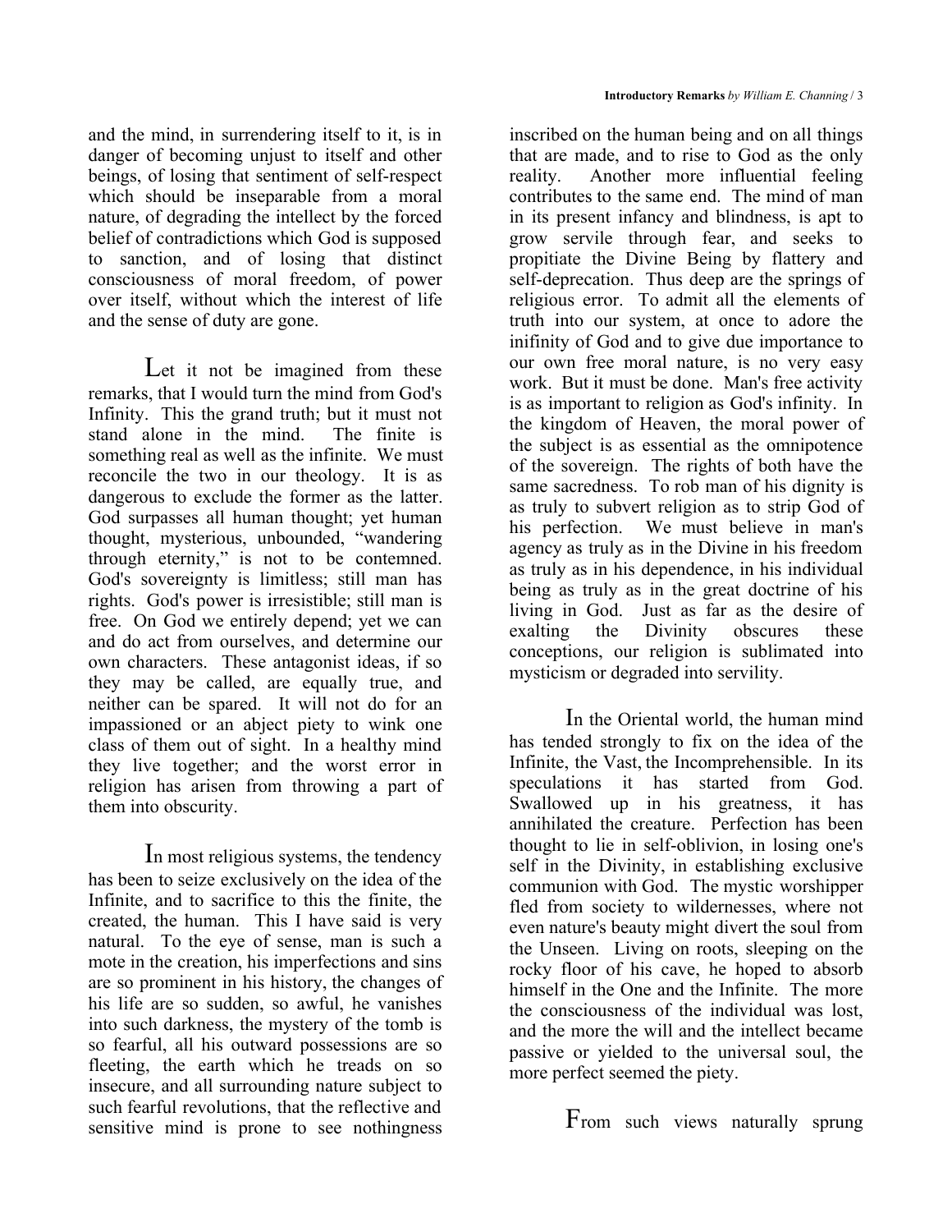and the mind, in surrendering itself to it, is in danger of becoming unjust to itself and other beings, of losing that sentiment of self-respect which should be inseparable from a moral nature, of degrading the intellect by the forced belief of contradictions which God is supposed to sanction, and of losing that distinct consciousness of moral freedom, of power over itself, without which the interest of life and the sense of duty are gone.

Let it not be imagined from these remarks, that I would turn the mind from God's Infinity. This the grand truth; but it must not stand alone in the mind. The finite is something real as well as the infinite. We must reconcile the two in our theology. It is as dangerous to exclude the former as the latter. God surpasses all human thought; yet human thought, mysterious, unbounded, "wandering through eternity," is not to be contemned. God's sovereignty is limitless; still man has rights. God's power is irresistible; still man is free. On God we entirely depend; yet we can and do act from ourselves, and determine our own characters. These antagonist ideas, if so they may be called, are equally true, and neither can be spared. It will not do for an impassioned or an abject piety to wink one class of them out of sight. In a healthy mind they live together; and the worst error in religion has arisen from throwing a part of them into obscurity.

In most religious systems, the tendency has been to seize exclusively on the idea of the Infinite, and to sacrifice to this the finite, the created, the human. This I have said is very natural. To the eye of sense, man is such a mote in the creation, his imperfections and sins are so prominent in his history, the changes of his life are so sudden, so awful, he vanishes into such darkness, the mystery of the tomb is so fearful, all his outward possessions are so fleeting, the earth which he treads on so insecure, and all surrounding nature subject to such fearful revolutions, that the reflective and sensitive mind is prone to see nothingness inscribed on the human being and on all things that are made, and to rise to God as the only reality. Another more influential feeling contributes to the same end. The mind of man in its present infancy and blindness, is apt to grow servile through fear, and seeks to propitiate the Divine Being by flattery and self-deprecation. Thus deep are the springs of religious error. To admit all the elements of truth into our system, at once to adore the inifinity of God and to give due importance to our own free moral nature, is no very easy work. But it must be done. Man's free activity is as important to religion as God's infinity. In the kingdom of Heaven, the moral power of the subject is as essential as the omnipotence of the sovereign. The rights of both have the same sacredness. To rob man of his dignity is as truly to subvert religion as to strip God of his perfection. We must believe in man's agency as truly as in the Divine in his freedom as truly as in his dependence, in his individual being as truly as in the great doctrine of his living in God. Just as far as the desire of exalting the Divinity obscures these conceptions, our religion is sublimated into mysticism or degraded into servility.

In the Oriental world, the human mind has tended strongly to fix on the idea of the Infinite, the Vast, the Incomprehensible. In its speculations it has started from God. Swallowed up in his greatness, it has annihilated the creature. Perfection has been thought to lie in self-oblivion, in losing one's self in the Divinity, in establishing exclusive communion with God. The mystic worshipper fled from society to wildernesses, where not even nature's beauty might divert the soul from the Unseen. Living on roots, sleeping on the rocky floor of his cave, he hoped to absorb himself in the One and the Infinite. The more the consciousness of the individual was lost, and the more the will and the intellect became passive or yielded to the universal soul, the more perfect seemed the piety.

From such views naturally sprung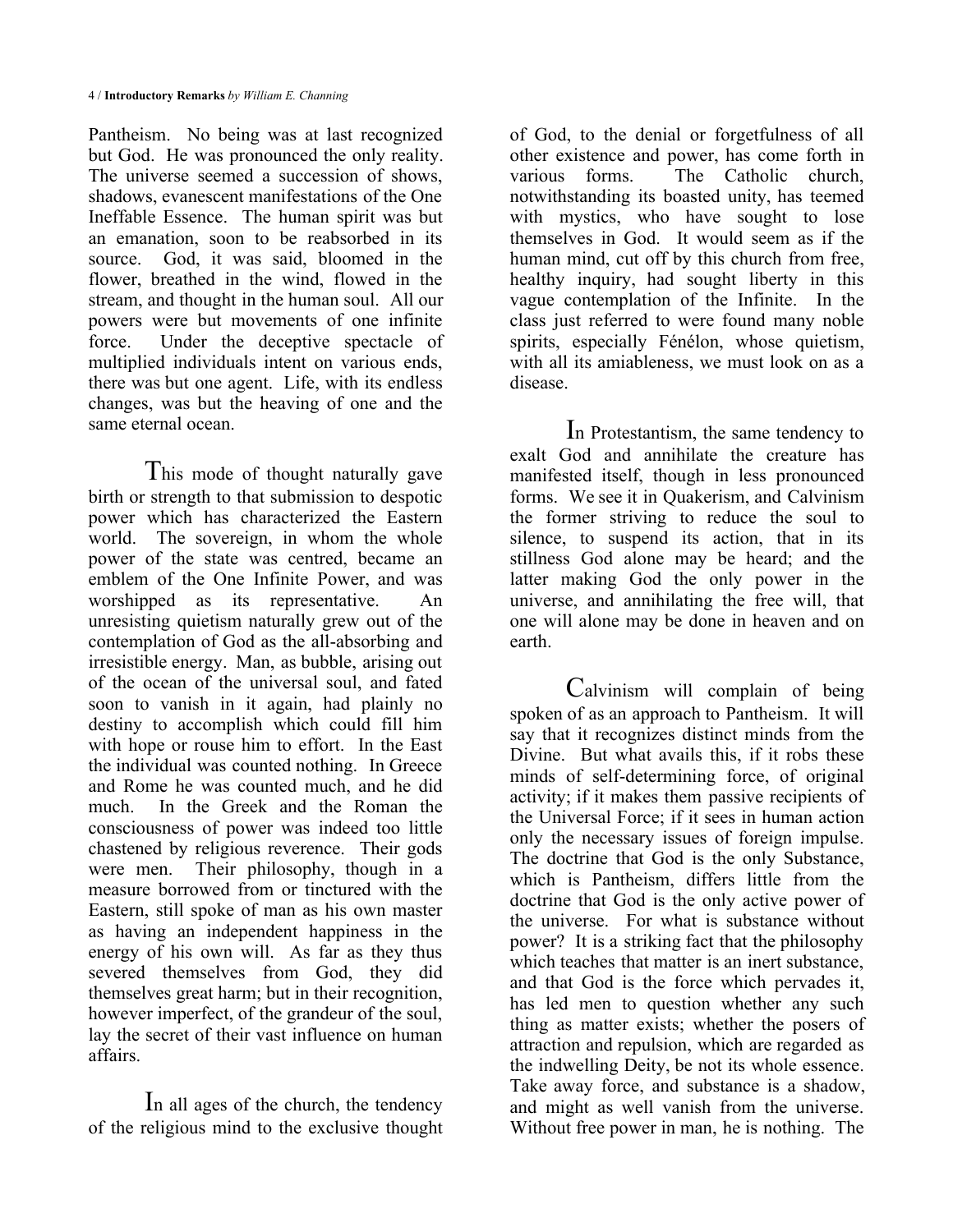Pantheism. No being was at last recognized but God. He was pronounced the only reality. The universe seemed a succession of shows, shadows, evanescent manifestations of the One Ineffable Essence. The human spirit was but an emanation, soon to be reabsorbed in its source. God, it was said, bloomed in the flower, breathed in the wind, flowed in the stream, and thought in the human soul. All our powers were but movements of one infinite force. Under the deceptive spectacle of multiplied individuals intent on various ends, there was but one agent. Life, with its endless changes, was but the heaving of one and the same eternal ocean.

This mode of thought naturally gave birth or strength to that submission to despotic power which has characterized the Eastern world. The sovereign, in whom the whole power of the state was centred, became an emblem of the One Infinite Power, and was worshipped as its representative. An unresisting quietism naturally grew out of the contemplation of God as the all-absorbing and irresistible energy. Man, as bubble, arising out of the ocean of the universal soul, and fated soon to vanish in it again, had plainly no destiny to accomplish which could fill him with hope or rouse him to effort. In the East the individual was counted nothing. In Greece and Rome he was counted much, and he did much. In the Greek and the Roman the consciousness of power was indeed too little chastened by religious reverence. Their gods were men. Their philosophy, though in a measure borrowed from or tinctured with the Eastern, still spoke of man as his own master as having an independent happiness in the energy of his own will. As far as they thus severed themselves from God, they did themselves great harm; but in their recognition, however imperfect, of the grandeur of the soul, lay the secret of their vast influence on human affairs.

In all ages of the church, the tendency of the religious mind to the exclusive thought of God, to the denial or forgetfulness of all other existence and power, has come forth in various forms. The Catholic church, notwithstanding its boasted unity, has teemed with mystics, who have sought to lose themselves in God. It would seem as if the human mind, cut off by this church from free, healthy inquiry, had sought liberty in this vague contemplation of the Infinite. In the class just referred to were found many noble spirits, especially Fénélon, whose quietism, with all its amiableness, we must look on as a disease.

In Protestantism, the same tendency to exalt God and annihilate the creature has manifested itself, though in less pronounced forms. We see it in Quakerism, and Calvinism the former striving to reduce the soul to silence, to suspend its action, that in its stillness God alone may be heard; and the latter making God the only power in the universe, and annihilating the free will, that one will alone may be done in heaven and on earth.

Calvinism will complain of being spoken of as an approach to Pantheism. It will say that it recognizes distinct minds from the Divine. But what avails this, if it robs these minds of self-determining force, of original activity; if it makes them passive recipients of the Universal Force; if it sees in human action only the necessary issues of foreign impulse. The doctrine that God is the only Substance, which is Pantheism, differs little from the doctrine that God is the only active power of the universe. For what is substance without power? It is a striking fact that the philosophy which teaches that matter is an inert substance, and that God is the force which pervades it, has led men to question whether any such thing as matter exists; whether the posers of attraction and repulsion, which are regarded as the indwelling Deity, be not its whole essence. Take away force, and substance is a shadow, and might as well vanish from the universe. Without free power in man, he is nothing. The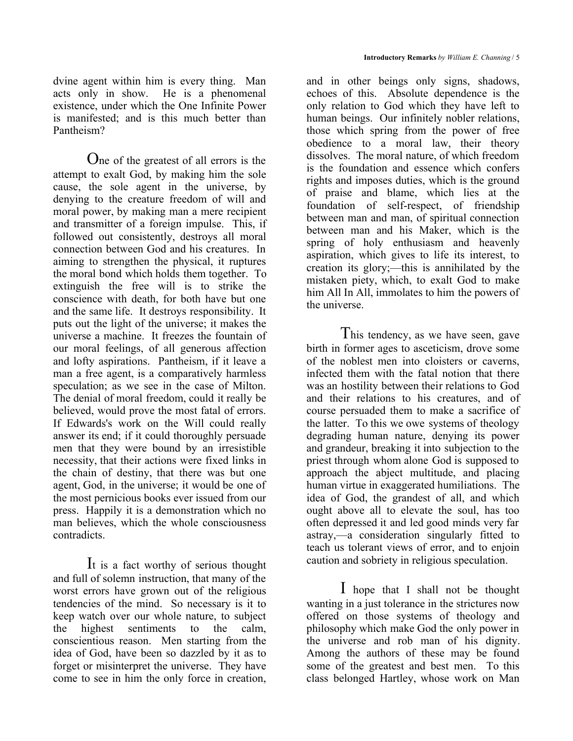dvine agent within him is every thing. Man acts only in show. He is a phenomenal existence, under which the One Infinite Power is manifested; and is this much better than Pantheism?

One of the greatest of all errors is the attempt to exalt God, by making him the sole cause, the sole agent in the universe, by denying to the creature freedom of will and moral power, by making man a mere recipient and transmitter of a foreign impulse. This, if followed out consistently, destroys all moral connection between God and his creatures. In aiming to strengthen the physical, it ruptures the moral bond which holds them together. To extinguish the free will is to strike the conscience with death, for both have but one and the same life. It destroys responsibility. It puts out the light of the universe; it makes the universe a machine. It freezes the fountain of our moral feelings, of all generous affection and lofty aspirations. Pantheism, if it leave a man a free agent, is a comparatively harmless speculation; as we see in the case of Milton. The denial of moral freedom, could it really be believed, would prove the most fatal of errors. If Edwards's work on the Will could really answer its end; if it could thoroughly persuade men that they were bound by an irresistible necessity, that their actions were fixed links in the chain of destiny, that there was but one agent, God, in the universe; it would be one of the most pernicious books ever issued from our press. Happily it is a demonstration which no man believes, which the whole consciousness contradicts.

It is a fact worthy of serious thought and full of solemn instruction, that many of the worst errors have grown out of the religious tendencies of the mind. So necessary is it to keep watch over our whole nature, to subject the highest sentiments to the calm, conscientious reason. Men starting from the idea of God, have been so dazzled by it as to forget or misinterpret the universe. They have come to see in him the only force in creation, and in other beings only signs, shadows, echoes of this. Absolute dependence is the only relation to God which they have left to human beings. Our infinitely nobler relations, those which spring from the power of free obedience to a moral law, their theory dissolves. The moral nature, of which freedom is the foundation and essence which confers rights and imposes duties, which is the ground of praise and blame, which lies at the foundation of self-respect, of friendship between man and man, of spiritual connection between man and his Maker, which is the spring of holy enthusiasm and heavenly aspiration, which gives to life its interest, to creation its glory;—this is annihilated by the mistaken piety, which, to exalt God to make him All In All, immolates to him the powers of the universe.

This tendency, as we have seen, gave birth in former ages to asceticism, drove some of the noblest men into cloisters or caverns, infected them with the fatal notion that there was an hostility between their relations to God and their relations to his creatures, and of course persuaded them to make a sacrifice of the latter. To this we owe systems of theology degrading human nature, denying its power and grandeur, breaking it into subjection to the priest through whom alone God is supposed to approach the abject multitude, and placing human virtue in exaggerated humiliations. The idea of God, the grandest of all, and which ought above all to elevate the soul, has too often depressed it and led good minds very far astray,—a consideration singularly fitted to teach us tolerant views of error, and to enjoin caution and sobriety in religious speculation.

I hope that I shall not be thought wanting in a just tolerance in the strictures now offered on those systems of theology and philosophy which make God the only power in the universe and rob man of his dignity. Among the authors of these may be found some of the greatest and best men. To this class belonged Hartley, whose work on Man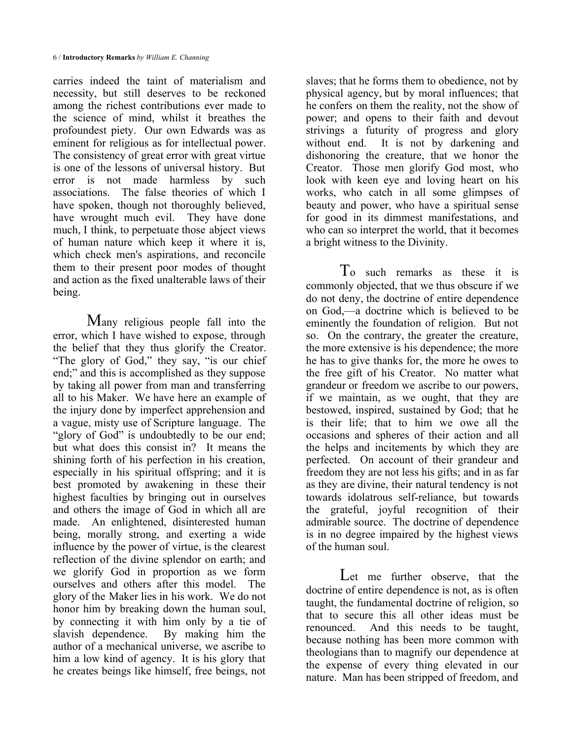carries indeed the taint of materialism and necessity, but still deserves to be reckoned among the richest contributions ever made to the science of mind, whilst it breathes the profoundest piety. Our own Edwards was as eminent for religious as for intellectual power. The consistency of great error with great virtue is one of the lessons of universal history. But error is not made harmless by such associations. The false theories of which I have spoken, though not thoroughly believed, have wrought much evil. They have done much, I think, to perpetuate those abject views of human nature which keep it where it is, which check men's aspirations, and reconcile them to their present poor modes of thought and action as the fixed unalterable laws of their being.

Many religious people fall into the error, which I have wished to expose, through the belief that they thus glorify the Creator. "The glory of God," they say, "is our chief end;" and this is accomplished as they suppose by taking all power from man and transferring all to his Maker. We have here an example of the injury done by imperfect apprehension and a vague, misty use of Scripture language. The "glory of God" is undoubtedly to be our end; but what does this consist in? It means the shining forth of his perfection in his creation, especially in his spiritual offspring; and it is best promoted by awakening in these their highest faculties by bringing out in ourselves and others the image of God in which all are made. An enlightened, disinterested human being, morally strong, and exerting a wide influence by the power of virtue, is the clearest reflection of the divine splendor on earth; and we glorify God in proportion as we form ourselves and others after this model. The glory of the Maker lies in his work. We do not honor him by breaking down the human soul, by connecting it with him only by a tie of slavish dependence. By making him the author of a mechanical universe, we ascribe to him a low kind of agency. It is his glory that he creates beings like himself, free beings, not slaves; that he forms them to obedience, not by physical agency, but by moral influences; that he confers on them the reality, not the show of power; and opens to their faith and devout strivings a futurity of progress and glory without end. It is not by darkening and dishonoring the creature, that we honor the Creator. Those men glorify God most, who look with keen eye and loving heart on his works, who catch in all some glimpses of beauty and power, who have a spiritual sense for good in its dimmest manifestations, and who can so interpret the world, that it becomes a bright witness to the Divinity.

To such remarks as these it is commonly objected, that we thus obscure if we do not deny, the doctrine of entire dependence on God,—a doctrine which is believed to be eminently the foundation of religion. But not so. On the contrary, the greater the creature, the more extensive is his dependence; the more he has to give thanks for, the more he owes to the free gift of his Creator. No matter what grandeur or freedom we ascribe to our powers, if we maintain, as we ought, that they are bestowed, inspired, sustained by God; that he is their life; that to him we owe all the occasions and spheres of their action and all the helps and incitements by which they are perfected. On account of their grandeur and freedom they are not less his gifts; and in as far as they are divine, their natural tendency is not towards idolatrous self-reliance, but towards the grateful, joyful recognition of their admirable source. The doctrine of dependence is in no degree impaired by the highest views of the human soul.

Let me further observe, that the doctrine of entire dependence is not, as is often taught, the fundamental doctrine of religion, so that to secure this all other ideas must be renounced. And this needs to be taught, because nothing has been more common with theologians than to magnify our dependence at the expense of every thing elevated in our nature. Man has been stripped of freedom, and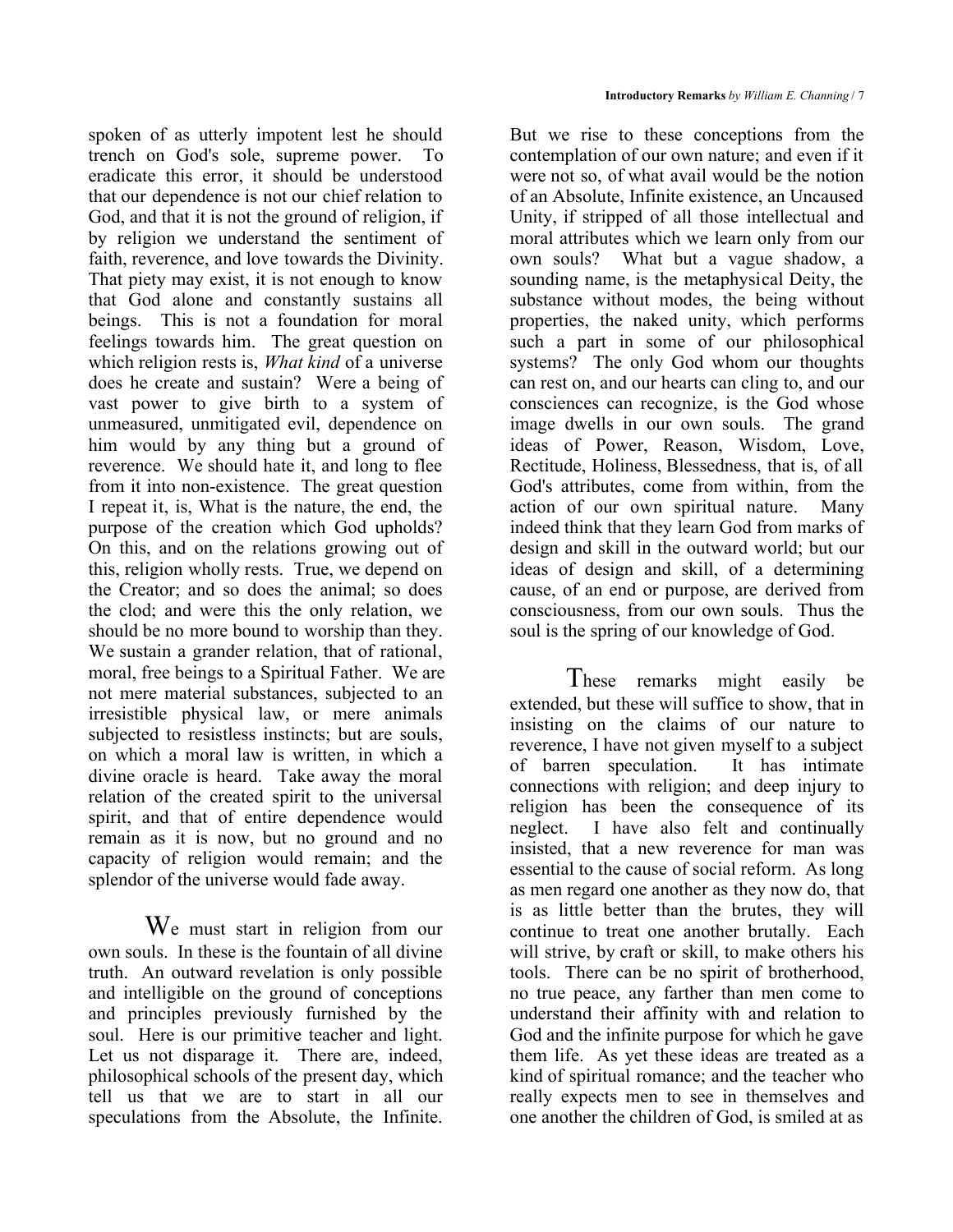spoken of as utterly impotent lest he should trench on God's sole, supreme power. To eradicate this error, it should be understood that our dependence is not our chief relation to God, and that it is not the ground of religion, if by religion we understand the sentiment of faith, reverence, and love towards the Divinity. That piety may exist, it is not enough to know that God alone and constantly sustains all beings. This is not a foundation for moral feelings towards him. The great question on which religion rests is, *What kind* of a universe does he create and sustain? Were a being of vast power to give birth to a system of unmeasured, unmitigated evil, dependence on him would by any thing but a ground of reverence. We should hate it, and long to flee from it into non-existence. The great question I repeat it, is, What is the nature, the end, the purpose of the creation which God upholds? On this, and on the relations growing out of this, religion wholly rests. True, we depend on the Creator; and so does the animal; so does the clod; and were this the only relation, we should be no more bound to worship than they. We sustain a grander relation, that of rational, moral, free beings to a Spiritual Father. We are not mere material substances, subjected to an irresistible physical law, or mere animals subjected to resistless instincts; but are souls, on which a moral law is written, in which a divine oracle is heard. Take away the moral relation of the created spirit to the universal spirit, and that of entire dependence would remain as it is now, but no ground and no capacity of religion would remain; and the splendor of the universe would fade away.

We must start in religion from our own souls. In these is the fountain of all divine truth. An outward revelation is only possible and intelligible on the ground of conceptions and principles previously furnished by the soul. Here is our primitive teacher and light. Let us not disparage it. There are, indeed, philosophical schools of the present day, which tell us that we are to start in all our speculations from the Absolute, the Infinite. But we rise to these conceptions from the contemplation of our own nature; and even if it were not so, of what avail would be the notion of an Absolute, Infinite existence, an Uncaused Unity, if stripped of all those intellectual and moral attributes which we learn only from our own souls? What but a vague shadow, a sounding name, is the metaphysical Deity, the substance without modes, the being without properties, the naked unity, which performs such a part in some of our philosophical systems? The only God whom our thoughts can rest on, and our hearts can cling to, and our consciences can recognize, is the God whose image dwells in our own souls. The grand ideas of Power, Reason, Wisdom, Love, Rectitude, Holiness, Blessedness, that is, of all God's attributes, come from within, from the action of our own spiritual nature. Many indeed think that they learn God from marks of design and skill in the outward world; but our ideas of design and skill, of a determining cause, of an end or purpose, are derived from consciousness, from our own souls. Thus the soul is the spring of our knowledge of God.

These remarks might easily be extended, but these will suffice to show, that in insisting on the claims of our nature to reverence, I have not given myself to a subject of barren speculation. It has intimate connections with religion; and deep injury to religion has been the consequence of its neglect. I have also felt and continually insisted, that a new reverence for man was essential to the cause of social reform. As long as men regard one another as they now do, that is as little better than the brutes, they will continue to treat one another brutally. Each will strive, by craft or skill, to make others his tools. There can be no spirit of brotherhood, no true peace, any farther than men come to understand their affinity with and relation to God and the infinite purpose for which he gave them life. As yet these ideas are treated as a kind of spiritual romance; and the teacher who really expects men to see in themselves and one another the children of God, is smiled at as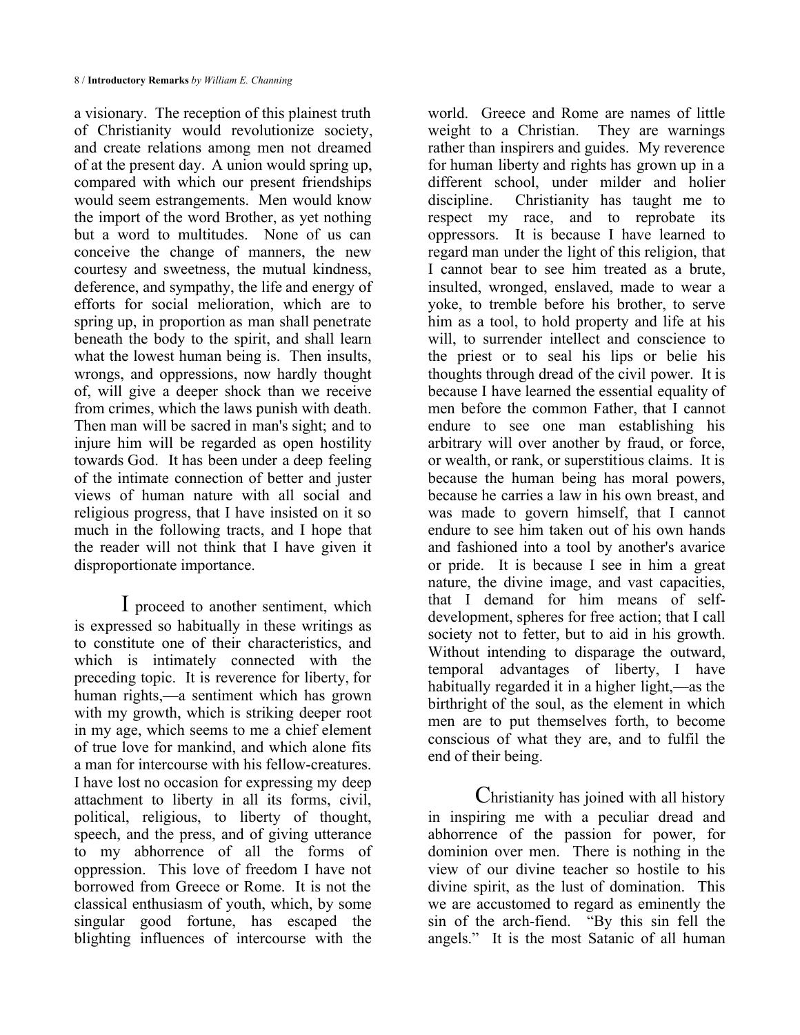a visionary. The reception of this plainest truth of Christianity would revolutionize society, and create relations among men not dreamed of at the present day. A union would spring up, compared with which our present friendships would seem estrangements. Men would know the import of the word Brother, as yet nothing but a word to multitudes. None of us can conceive the change of manners, the new courtesy and sweetness, the mutual kindness, deference, and sympathy, the life and energy of efforts for social melioration, which are to spring up, in proportion as man shall penetrate beneath the body to the spirit, and shall learn what the lowest human being is. Then insults, wrongs, and oppressions, now hardly thought of, will give a deeper shock than we receive from crimes, which the laws punish with death. Then man will be sacred in man's sight; and to injure him will be regarded as open hostility towards God. It has been under a deep feeling of the intimate connection of better and juster views of human nature with all social and religious progress, that I have insisted on it so much in the following tracts, and I hope that the reader will not think that I have given it disproportionate importance.

I proceed to another sentiment, which is expressed so habitually in these writings as to constitute one of their characteristics, and which is intimately connected with the preceding topic. It is reverence for liberty, for human rights,—a sentiment which has grown with my growth, which is striking deeper root in my age, which seems to me a chief element of true love for mankind, and which alone fits a man for intercourse with his fellow-creatures. I have lost no occasion for expressing my deep attachment to liberty in all its forms, civil, political, religious, to liberty of thought, speech, and the press, and of giving utterance to my abhorrence of all the forms of oppression. This love of freedom I have not borrowed from Greece or Rome. It is not the classical enthusiasm of youth, which, by some singular good fortune, has escaped the blighting influences of intercourse with the world. Greece and Rome are names of little weight to a Christian. They are warnings rather than inspirers and guides. My reverence for human liberty and rights has grown up in a different school, under milder and holier discipline. Christianity has taught me to respect my race, and to reprobate its oppressors. It is because I have learned to regard man under the light of this religion, that I cannot bear to see him treated as a brute, insulted, wronged, enslaved, made to wear a yoke, to tremble before his brother, to serve him as a tool, to hold property and life at his will, to surrender intellect and conscience to the priest or to seal his lips or belie his thoughts through dread of the civil power. It is because I have learned the essential equality of men before the common Father, that I cannot endure to see one man establishing his arbitrary will over another by fraud, or force, or wealth, or rank, or superstitious claims. It is because the human being has moral powers, because he carries a law in his own breast, and was made to govern himself, that I cannot endure to see him taken out of his own hands and fashioned into a tool by another's avarice or pride. It is because I see in him a great nature, the divine image, and vast capacities, that I demand for him means of self-development, spheres for free action; that I call society not to fetter, but to aid in his growth. Without intending to disparage the outward, temporal advantages of liberty, I have habitually regarded it in a higher light,—as the birthright of the soul, as the element in which men are to put themselves forth, to become conscious of what they are, and to fulfil the end of their being.

Christianity has joined with all history in inspiring me with a peculiar dread and abhorrence of the passion for power, for dominion over men. There is nothing in the view of our divine teacher so hostile to his divine spirit, as the lust of domination. This we are accustomed to regard as eminently the sin of the arch-fiend. "By this sin fell the angels." It is the most Satanic of all human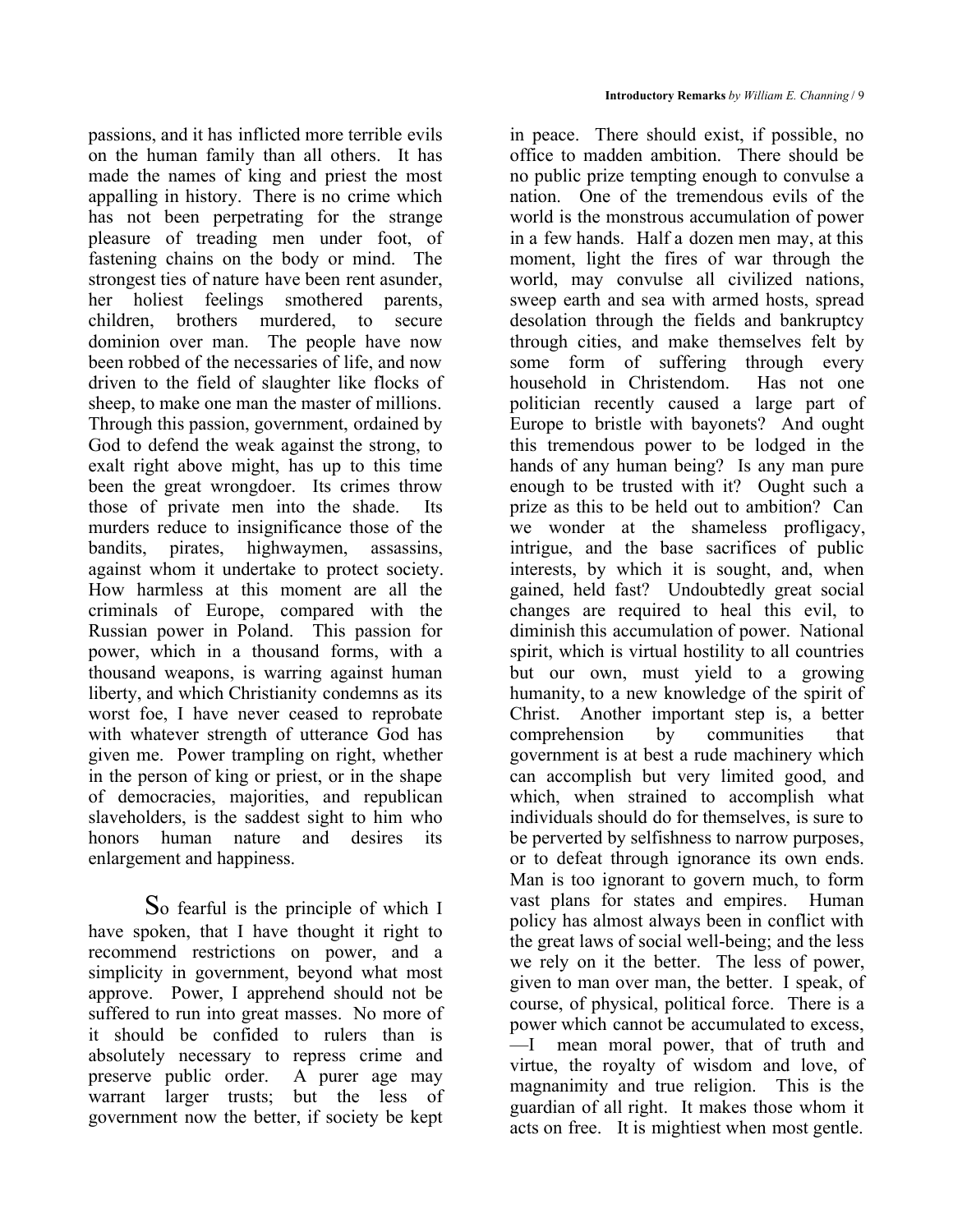passions, and it has inflicted more terrible evils on the human family than all others. It has made the names of king and priest the most appalling in history. There is no crime which has not been perpetrating for the strange pleasure of treading men under foot, of fastening chains on the body or mind. The strongest ties of nature have been rent asunder, her holiest feelings smothered parents, children, brothers murdered, to secure dominion over man. The people have now been robbed of the necessaries of life, and now driven to the field of slaughter like flocks of sheep, to make one man the master of millions. Through this passion, government, ordained by God to defend the weak against the strong, to exalt right above might, has up to this time been the great wrongdoer. Its crimes throw those of private men into the shade. Its murders reduce to insignificance those of the bandits, pirates, highwaymen, assassins, against whom it undertake to protect society. How harmless at this moment are all the criminals of Europe, compared with the Russian power in Poland. This passion for power, which in a thousand forms, with a thousand weapons, is warring against human liberty, and which Christianity condemns as its worst foe, I have never ceased to reprobate with whatever strength of utterance God has given me. Power trampling on right, whether in the person of king or priest, or in the shape of democracies, majorities, and republican slaveholders, is the saddest sight to him who honors human nature and desires its enlargement and happiness.

So fearful is the principle of which I have spoken, that I have thought it right to recommend restrictions on power, and a simplicity in government, beyond what most approve. Power, I apprehend should not be suffered to run into great masses. No more of it should be confided to rulers than is absolutely necessary to repress crime and preserve public order. A purer age may warrant larger trusts; but the less of government now the better, if society be kept in peace. There should exist, if possible, no office to madden ambition. There should be no public prize tempting enough to convulse a nation. One of the tremendous evils of the world is the monstrous accumulation of power in a few hands. Half a dozen men may, at this moment, light the fires of war through the world, may convulse all civilized nations, sweep earth and sea with armed hosts, spread desolation through the fields and bankruptcy through cities, and make themselves felt by some form of suffering through every household in Christendom. Has not one politician recently caused a large part of Europe to bristle with bayonets? And ought this tremendous power to be lodged in the hands of any human being? Is any man pure enough to be trusted with it? Ought such a prize as this to be held out to ambition? Can we wonder at the shameless profligacy, intrigue, and the base sacrifices of public interests, by which it is sought, and, when gained, held fast? Undoubtedly great social changes are required to heal this evil, to diminish this accumulation of power. National spirit, which is virtual hostility to all countries but our own, must yield to a growing humanity, to a new knowledge of the spirit of Christ. Another important step is, a better comprehension by communities that government is at best a rude machinery which can accomplish but very limited good, and which, when strained to accomplish what individuals should do for themselves, is sure to be perverted by selfishness to narrow purposes, or to defeat through ignorance its own ends. Man is too ignorant to govern much, to form vast plans for states and empires. Human policy has almost always been in conflict with the great laws of social well-being; and the less we rely on it the better. The less of power, given to man over man, the better. I speak, of course, of physical, political force. There is a power which cannot be accumulated to excess, —I mean moral power, that of truth and virtue, the royalty of wisdom and love, of magnanimity and true religion. This is the guardian of all right. It makes those whom it acts on free. It is mightiest when most gentle.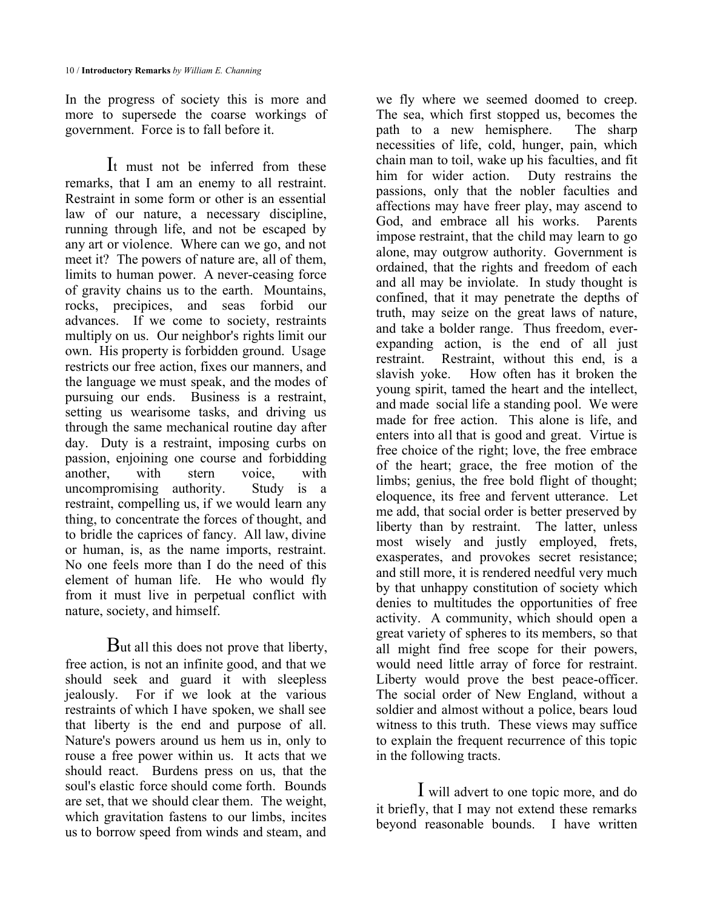In the progress of society this is more and more to supersede the coarse workings of government. Force is to fall before it.

It must not be inferred from these remarks, that I am an enemy to all restraint. Restraint in some form or other is an essential law of our nature, a necessary discipline, running through life, and not be escaped by any art or violence. Where can we go, and not meet it? The powers of nature are, all of them, limits to human power. A never-ceasing force of gravity chains us to the earth. Mountains, rocks, precipices, and seas forbid our advances. If we come to society, restraints multiply on us. Our neighbor's rights limit our own. His property is forbidden ground. Usage restricts our free action, fixes our manners, and the language we must speak, and the modes of pursuing our ends. Business is a restraint, setting us wearisome tasks, and driving us through the same mechanical routine day after day. Duty is a restraint, imposing curbs on passion, enjoining one course and forbidding another, with stern voice, with uncompromising authority. Study is a restraint, compelling us, if we would learn any thing, to concentrate the forces of thought, and to bridle the caprices of fancy. All law, divine or human, is, as the name imports, restraint. No one feels more than I do the need of this element of human life. He who would fly from it must live in perpetual conflict with nature, society, and himself.

But all this does not prove that liberty, free action, is not an infinite good, and that we should seek and guard it with sleepless jealously. For if we look at the various restraints of which I have spoken, we shall see that liberty is the end and purpose of all. Nature's powers around us hem us in, only to rouse a free power within us. It acts that we should react. Burdens press on us, that the soul's elastic force should come forth. Bounds are set, that we should clear them. The weight, which gravitation fastens to our limbs, incites us to borrow speed from winds and steam, and we fly where we seemed doomed to creep. The sea, which first stopped us, becomes the path to a new hemisphere. The sharp necessities of life, cold, hunger, pain, which chain man to toil, wake up his faculties, and fit him for wider action. Duty restrains the passions, only that the nobler faculties and affections may have freer play, may ascend to God, and embrace all his works. Parents impose restraint, that the child may learn to go alone, may outgrow authority. Government is ordained, that the rights and freedom of each and all may be inviolate. In study thought is confined, that it may penetrate the depths of truth, may seize on the great laws of nature, and take a bolder range. Thus freedom, ever-expanding action, is the end of all just restraint. Restraint, without this end, is a slavish yoke. How often has it broken the young spirit, tamed the heart and the intellect, and made social life a standing pool. We were made for free action. This alone is life, and enters into all that is good and great. Virtue is free choice of the right; love, the free embrace of the heart; grace, the free motion of the limbs; genius, the free bold flight of thought; eloquence, its free and fervent utterance. Let me add, that social order is better preserved by liberty than by restraint. The latter, unless most wisely and justly employed, frets, exasperates, and provokes secret resistance; and still more, it is rendered needful very much by that unhappy constitution of society which denies to multitudes the opportunities of free activity. A community, which should open a great variety of spheres to its members, so that all might find free scope for their powers, would need little array of force for restraint. Liberty would prove the best peace-officer. The social order of New England, without a soldier and almost without a police, bears loud witness to this truth. These views may suffice to explain the frequent recurrence of this topic in the following tracts.

I will advert to one topic more, and do it briefly, that I may not extend these remarks beyond reasonable bounds. I have written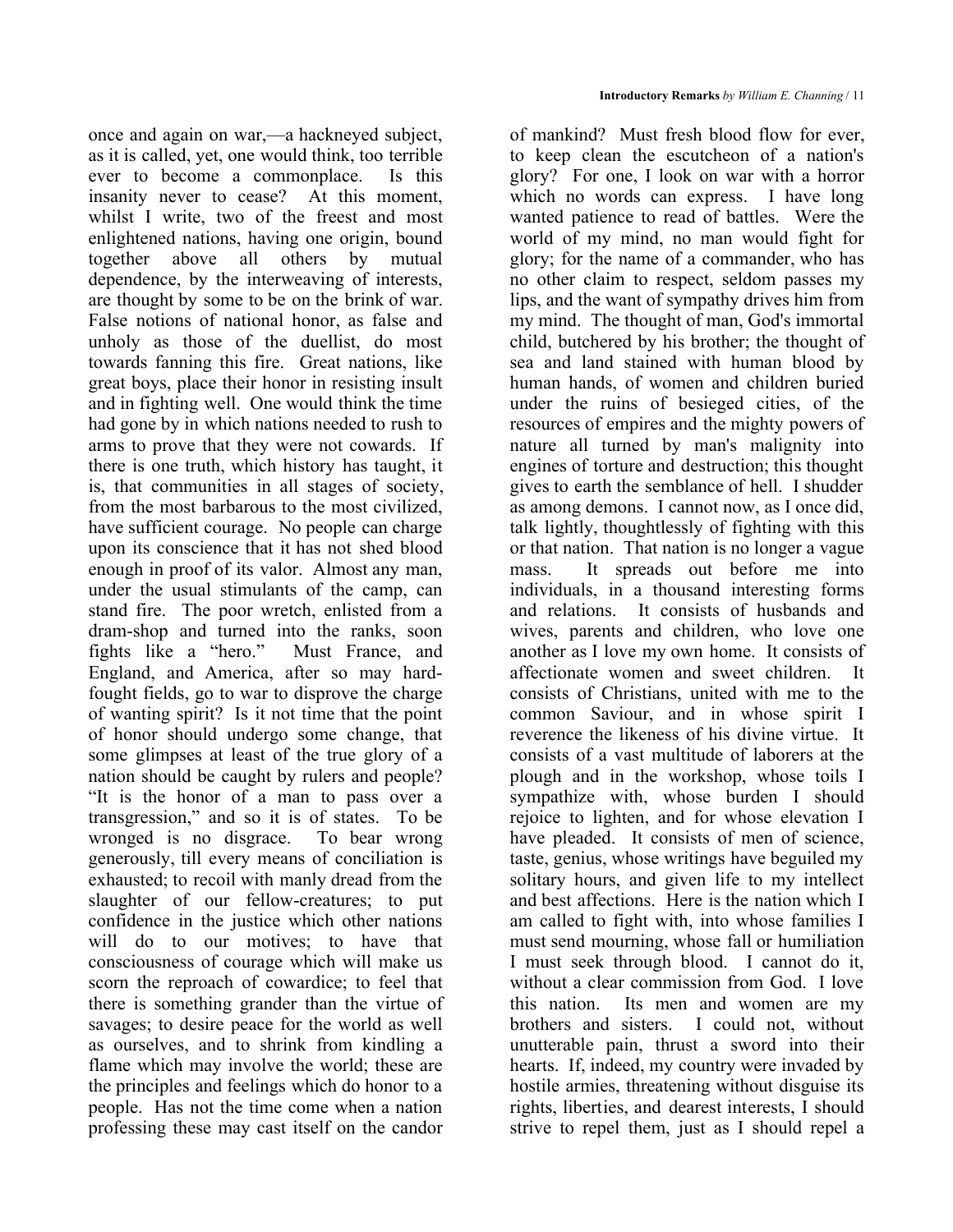once and again on war,—a hackneyed subject, as it is called, yet, one would think, too terrible ever to become a commonplace. Is this insanity never to cease? At this moment, whilst I write, two of the freest and most enlightened nations, having one origin, bound together above all others by mutual dependence, by the interweaving of interests, are thought by some to be on the brink of war. False notions of national honor, as false and unholy as those of the duellist, do most towards fanning this fire. Great nations, like great boys, place their honor in resisting insult and in fighting well. One would think the time had gone by in which nations needed to rush to arms to prove that they were not cowards. If there is one truth, which history has taught, it is, that communities in all stages of society, from the most barbarous to the most civilized, have sufficient courage. No people can charge upon its conscience that it has not shed blood enough in proof of its valor. Almost any man, under the usual stimulants of the camp, can stand fire. The poor wretch, enlisted from a dram-shop and turned into the ranks, soon fights like a "hero." Must France, and England, and America, after so may hard-fought fields, go to war to disprove the charge of wanting spirit? Is it not time that the point of honor should undergo some change, that some glimpses at least of the true glory of a nation should be caught by rulers and people? "It is the honor of a man to pass over a transgression," and so it is of states. To be wronged is no disgrace. To bear wrong generously, till every means of conciliation is exhausted; to recoil with manly dread from the slaughter of our fellow-creatures; to put confidence in the justice which other nations will do to our motives; to have that consciousness of courage which will make us scorn the reproach of cowardice; to feel that there is something grander than the virtue of savages; to desire peace for the world as well as ourselves, and to shrink from kindling a flame which may involve the world; these are the principles and feelings which do honor to a people. Has not the time come when a nation professing these may cast itself on the candor of mankind? Must fresh blood flow for ever, to keep clean the escutcheon of a nation's glory? For one, I look on war with a horror which no words can express. I have long wanted patience to read of battles. Were the world of my mind, no man would fight for glory; for the name of a commander, who has no other claim to respect, seldom passes my lips, and the want of sympathy drives him from my mind. The thought of man, God's immortal child, butchered by his brother; the thought of sea and land stained with human blood by human hands, of women and children buried under the ruins of besieged cities, of the resources of empires and the mighty powers of nature all turned by man's malignity into engines of torture and destruction; this thought gives to earth the semblance of hell. I shudder as among demons. I cannot now, as I once did, talk lightly, thoughtlessly of fighting with this or that nation. That nation is no longer a vague mass. It spreads out before me into individuals, in a thousand interesting forms and relations. It consists of husbands and wives, parents and children, who love one another as I love my own home. It consists of affectionate women and sweet children. It consists of Christians, united with me to the common Saviour, and in whose spirit I reverence the likeness of his divine virtue. It consists of a vast multitude of laborers at the plough and in the workshop, whose toils I sympathize with, whose burden I should rejoice to lighten, and for whose elevation I have pleaded. It consists of men of science, taste, genius, whose writings have beguiled my solitary hours, and given life to my intellect and best affections. Here is the nation which I am called to fight with, into whose families I must send mourning, whose fall or humiliation I must seek through blood. I cannot do it, without a clear commission from God. I love this nation. Its men and women are my brothers and sisters. I could not, without unutterable pain, thrust a sword into their hearts. If, indeed, my country were invaded by hostile armies, threatening without disguise its rights, liberties, and dearest interests, I should strive to repel them, just as I should repel a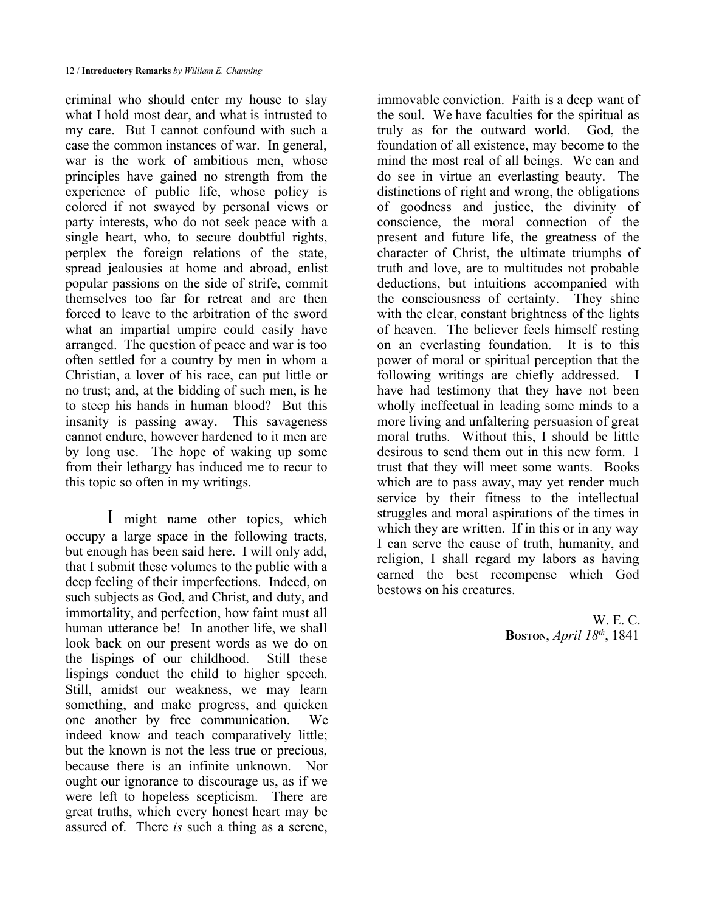criminal who should enter my house to slay what I hold most dear, and what is intrusted to my care. But I cannot confound with such a case the common instances of war. In general, war is the work of ambitious men, whose principles have gained no strength from the experience of public life, whose policy is colored if not swayed by personal views or party interests, who do not seek peace with a single heart, who, to secure doubtful rights, perplex the foreign relations of the state, spread jealousies at home and abroad, enlist popular passions on the side of strife, commit themselves too far for retreat and are then forced to leave to the arbitration of the sword what an impartial umpire could easily have arranged. The question of peace and war is too often settled for a country by men in whom a Christian, a lover of his race, can put little or no trust; and, at the bidding of such men, is he to steep his hands in human blood? But this insanity is passing away. This savageness cannot endure, however hardened to it men are by long use. The hope of waking up some from their lethargy has induced me to recur to this topic so often in my writings.

I might name other topics, which occupy a large space in the following tracts, but enough has been said here. I will only add, that I submit these volumes to the public with a deep feeling of their imperfections. Indeed, on such subjects as God, and Christ, and duty, and immortality, and perfection, how faint must all human utterance be! In another life, we shall look back on our present words as we do on the lispings of our childhood. Still these lispings conduct the child to higher speech. Still, amidst our weakness, we may learn something, and make progress, and quicken one another by free communication. We indeed know and teach comparatively little; but the known is not the less true or precious, because there is an infinite unknown. Nor ought our ignorance to discourage us, as if we were left to hopeless scepticism. There are great truths, which every honest heart may be assured of. There *is* such a thing as a serene, immovable conviction. Faith is a deep want of the soul. We have faculties for the spiritual as truly as for the outward world. God, the foundation of all existence, may become to the mind the most real of all beings. We can and do see in virtue an everlasting beauty. The distinctions of right and wrong, the obligations of goodness and justice, the divinity of conscience, the moral connection of the present and future life, the greatness of the character of Christ, the ultimate triumphs of truth and love, are to multitudes not probable deductions, but intuitions accompanied with the consciousness of certainty. They shine with the clear, constant brightness of the lights of heaven. The believer feels himself resting on an everlasting foundation. It is to this power of moral or spiritual perception that the following writings are chiefly addressed. I have had testimony that they have not been wholly ineffectual in leading some minds to a more living and unfaltering persuasion of great moral truths. Without this, I should be little desirous to send them out in this new form. I trust that they will meet some wants. Books which are to pass away, may yet render much service by their fitness to the intellectual struggles and moral aspirations of the times in which they are written. If in this or in any way I can serve the cause of truth, humanity, and religion, I shall regard my labors as having earned the best recompense which God bestows on his creatures.

W. E. C.
**Boston**, *April 18th*, 1841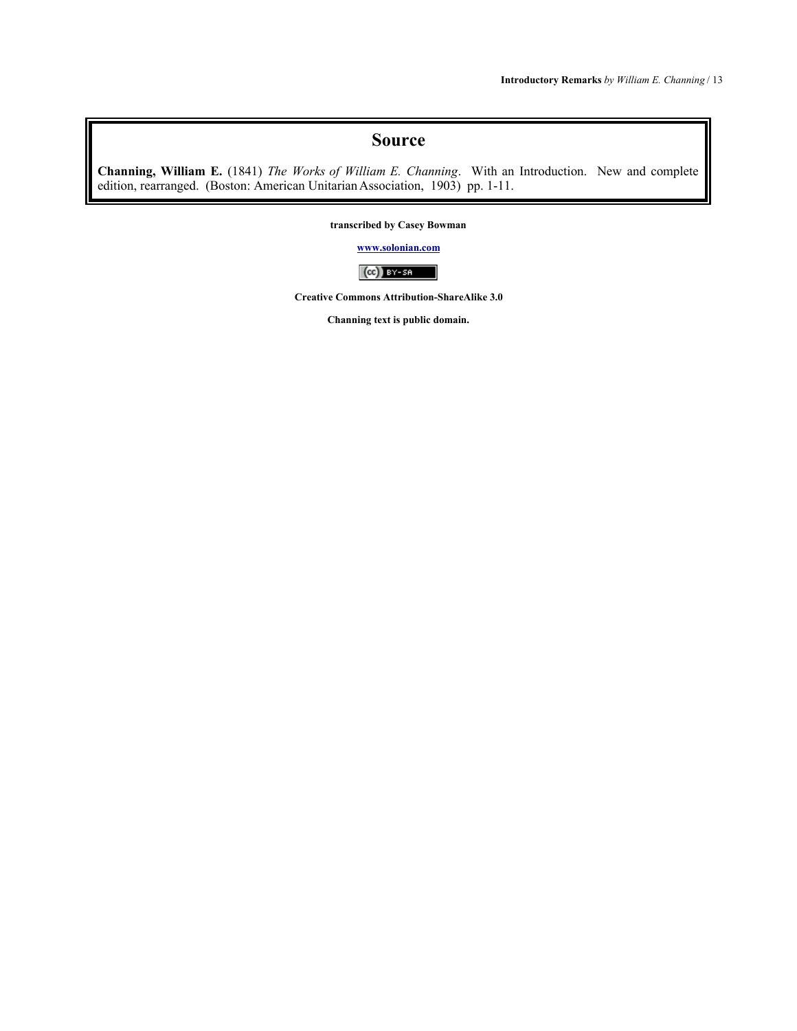# Source

**Channing, William E.** (1841) *The Works of William E. Channing*. With an Introduction. New and complete edition, rearranged. (Boston: American Unitarian Association, 1903) pp. 1-11.

**transcribed by Casey Bowman**

**www.solonian.com**

**Creative Commons Attribution-ShareAlike 3.0**

**Channing text is public domain.**